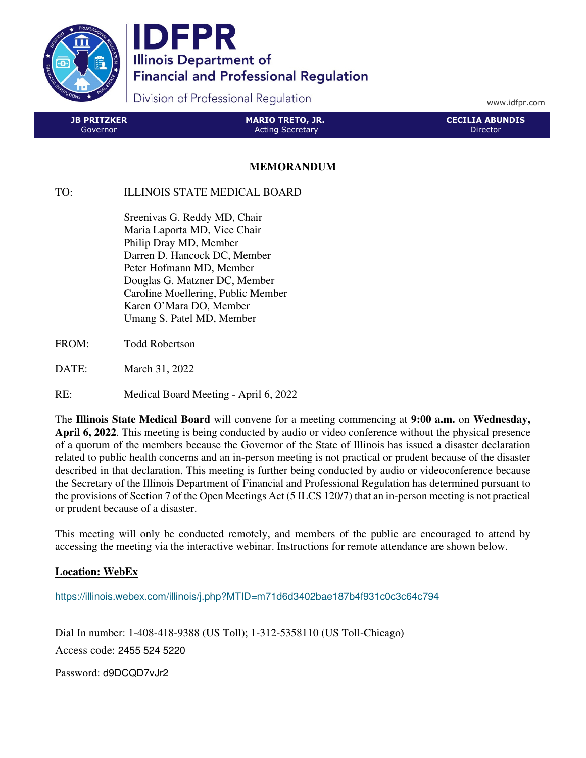# IDFPR

Illinois Department of Financial and Professional Regulation

Division of Professional Regulation

www.idfpr.com

| JB PRITZKER | MARIO TRETO, JR. | CECILIA ABUNDIS |
|---|---|---|
| Governor | Acting Secretary | Director |

## MEMORANDUM

TO: ILLINOIS STATE MEDICAL BOARD

Sreenivas G. Reddy MD, Chair
Maria Laporta MD, Vice Chair
Philip Dray MD, Member
Darren D. Hancock DC, Member
Peter Hofmann MD, Member
Douglas G. Matzner DC, Member
Caroline Moellering, Public Member
Karen O'Mara DO, Member
Umang S. Patel MD, Member

FROM: Todd Robertson

DATE: March 31, 2022

RE: Medical Board Meeting - April 6, 2022

The **Illinois State Medical Board** will convene for a meeting commencing at **9:00 a.m.** on **Wednesday, April 6, 2022**. This meeting is being conducted by audio or video conference without the physical presence of a quorum of the members because the Governor of the State of Illinois has issued a disaster declaration related to public health concerns and an in-person meeting is not practical or prudent because of the disaster described in that declaration. This meeting is further being conducted by audio or videoconference because the Secretary of the Illinois Department of Financial and Professional Regulation has determined pursuant to the provisions of Section 7 of the Open Meetings Act (5 ILCS 120/7) that an in-person meeting is not practical or prudent because of a disaster.

This meeting will only be conducted remotely, and members of the public are encouraged to attend by accessing the meeting via the interactive webinar. Instructions for remote attendance are shown below.

**Location: WebEx**

https://illinois.webex.com/illinois/j.php?MTID=m71d6d3402bae187b4f931c0c3c64c794

Dial In number: 1-408-418-9388 (US Toll); 1-312-5358110 (US Toll-Chicago)

Access code: 2455 524 5220

Password: d9DCQD7vJr2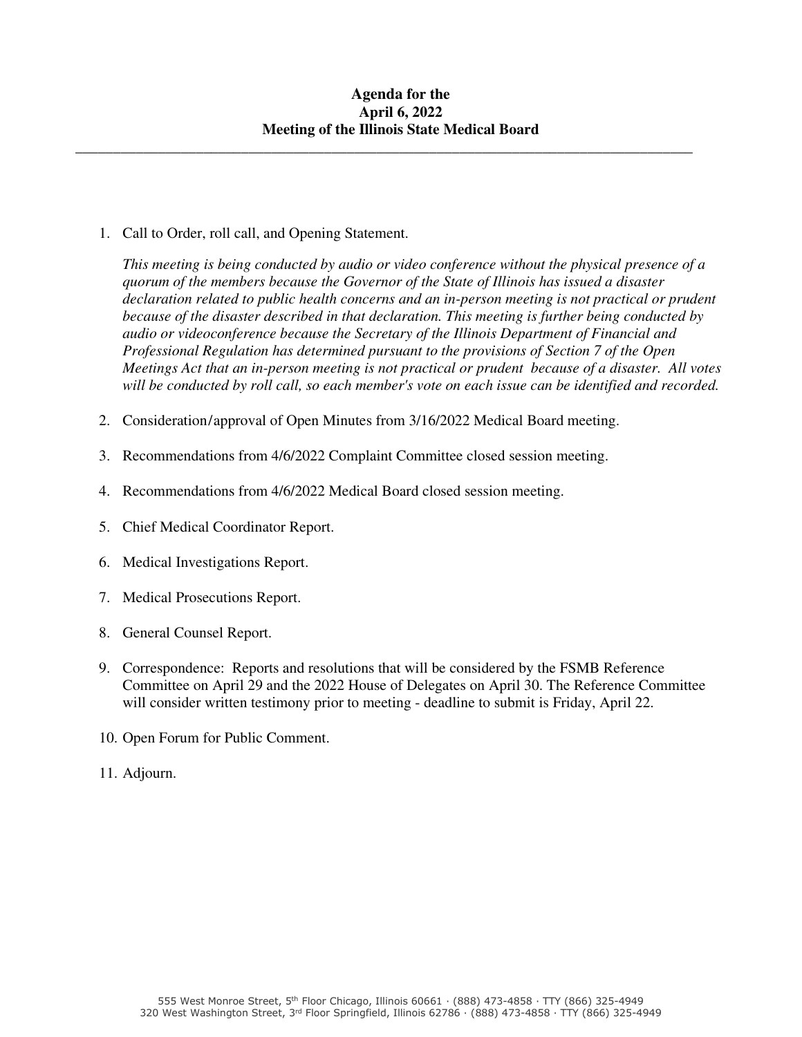# Agenda for the April 6, 2022 Meeting of the Illinois State Medical Board

---

1. Call to Order, roll call, and Opening Statement.

   *This meeting is being conducted by audio or video conference without the physical presence of a quorum of the members because the Governor of the State of Illinois has issued a disaster declaration related to public health concerns and an in-person meeting is not practical or prudent because of the disaster described in that declaration. This meeting is further being conducted by audio or videoconference because the Secretary of the Illinois Department of Financial and Professional Regulation has determined pursuant to the provisions of Section 7 of the Open Meetings Act that an in-person meeting is not practical or prudent because of a disaster. All votes will be conducted by roll call, so each member's vote on each issue can be identified and recorded.*

2. Consideration/approval of Open Minutes from 3/16/2022 Medical Board meeting.

3. Recommendations from 4/6/2022 Complaint Committee closed session meeting.

4. Recommendations from 4/6/2022 Medical Board closed session meeting.

5. Chief Medical Coordinator Report.

6. Medical Investigations Report.

7. Medical Prosecutions Report.

8. General Counsel Report.

9. Correspondence: Reports and resolutions that will be considered by the FSMB Reference Committee on April 29 and the 2022 House of Delegates on April 30. The Reference Committee will consider written testimony prior to meeting - deadline to submit is Friday, April 22.

10. Open Forum for Public Comment.

11. Adjourn.

555 West Monroe Street, 5th Floor Chicago, Illinois 60661 · (888) 473-4858 · TTY (866) 325-4949
320 West Washington Street, 3rd Floor Springfield, Illinois 62786 · (888) 473-4858 · TTY (866) 325-4949